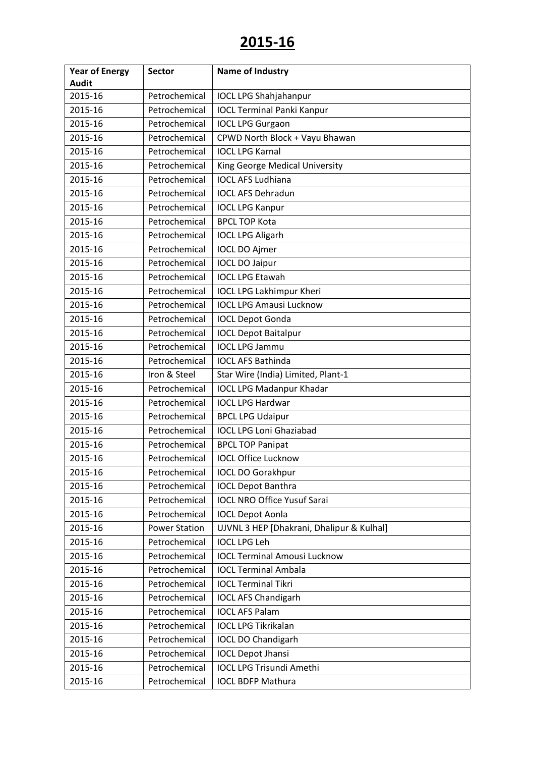# 2015-16

| Year of Energy Audit | Sector | Name of Industry |
| --- | --- | --- |
| 2015-16 | Petrochemical | IOCL LPG Shahjahanpur |
| 2015-16 | Petrochemical | IOCL Terminal Panki Kanpur |
| 2015-16 | Petrochemical | IOCL LPG Gurgaon |
| 2015-16 | Petrochemical | CPWD North Block + Vayu Bhawan |
| 2015-16 | Petrochemical | IOCL LPG Karnal |
| 2015-16 | Petrochemical | King George Medical University |
| 2015-16 | Petrochemical | IOCL AFS Ludhiana |
| 2015-16 | Petrochemical | IOCL AFS Dehradun |
| 2015-16 | Petrochemical | IOCL LPG Kanpur |
| 2015-16 | Petrochemical | BPCL TOP Kota |
| 2015-16 | Petrochemical | IOCL LPG Aligarh |
| 2015-16 | Petrochemical | IOCL DO Ajmer |
| 2015-16 | Petrochemical | IOCL DO Jaipur |
| 2015-16 | Petrochemical | IOCL LPG Etawah |
| 2015-16 | Petrochemical | IOCL LPG Lakhimpur Kheri |
| 2015-16 | Petrochemical | IOCL LPG Amausi Lucknow |
| 2015-16 | Petrochemical | IOCL Depot Gonda |
| 2015-16 | Petrochemical | IOCL Depot Baitalpur |
| 2015-16 | Petrochemical | IOCL LPG Jammu |
| 2015-16 | Petrochemical | IOCL AFS Bathinda |
| 2015-16 | Iron & Steel | Star Wire (India) Limited, Plant-1 |
| 2015-16 | Petrochemical | IOCL LPG Madanpur Khadar |
| 2015-16 | Petrochemical | IOCL LPG Hardwar |
| 2015-16 | Petrochemical | BPCL LPG Udaipur |
| 2015-16 | Petrochemical | IOCL LPG Loni Ghaziabad |
| 2015-16 | Petrochemical | BPCL TOP Panipat |
| 2015-16 | Petrochemical | IOCL Office Lucknow |
| 2015-16 | Petrochemical | IOCL DO Gorakhpur |
| 2015-16 | Petrochemical | IOCL Depot Banthra |
| 2015-16 | Petrochemical | IOCL NRO Office Yusuf Sarai |
| 2015-16 | Petrochemical | IOCL Depot Aonla |
| 2015-16 | Power Station | UJVNL 3 HEP [Dhakrani, Dhalipur & Kulhal] |
| 2015-16 | Petrochemical | IOCL LPG Leh |
| 2015-16 | Petrochemical | IOCL Terminal Amousi Lucknow |
| 2015-16 | Petrochemical | IOCL Terminal Ambala |
| 2015-16 | Petrochemical | IOCL Terminal Tikri |
| 2015-16 | Petrochemical | IOCL AFS Chandigarh |
| 2015-16 | Petrochemical | IOCL AFS Palam |
| 2015-16 | Petrochemical | IOCL LPG Tikrikalan |
| 2015-16 | Petrochemical | IOCL DO Chandigarh |
| 2015-16 | Petrochemical | IOCL Depot Jhansi |
| 2015-16 | Petrochemical | IOCL LPG Trisundi Amethi |
| 2015-16 | Petrochemical | IOCL BDFP Mathura |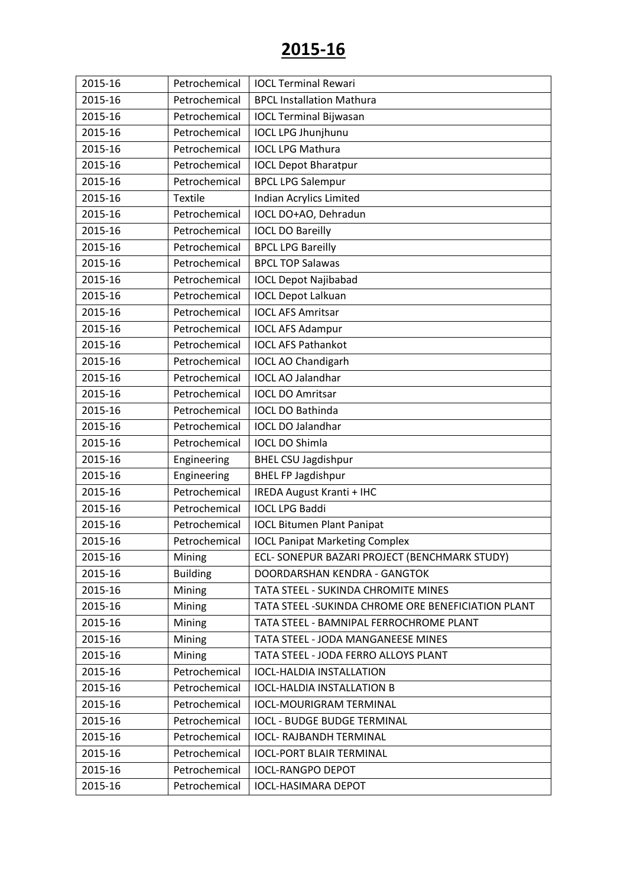# 2015-16

| | | |
|---|---|---|
| 2015-16 | Petrochemical | IOCL Terminal Rewari |
| 2015-16 | Petrochemical | BPCL Installation Mathura |
| 2015-16 | Petrochemical | IOCL Terminal Bijwasan |
| 2015-16 | Petrochemical | IOCL LPG Jhunjhunu |
| 2015-16 | Petrochemical | IOCL LPG Mathura |
| 2015-16 | Petrochemical | IOCL Depot Bharatpur |
| 2015-16 | Petrochemical | BPCL LPG Salempur |
| 2015-16 | Textile | Indian Acrylics Limited |
| 2015-16 | Petrochemical | IOCL DO+AO, Dehradun |
| 2015-16 | Petrochemical | IOCL DO Bareilly |
| 2015-16 | Petrochemical | BPCL LPG Bareilly |
| 2015-16 | Petrochemical | BPCL TOP Salawas |
| 2015-16 | Petrochemical | IOCL Depot Najibabad |
| 2015-16 | Petrochemical | IOCL Depot Lalkuan |
| 2015-16 | Petrochemical | IOCL AFS Amritsar |
| 2015-16 | Petrochemical | IOCL AFS Adampur |
| 2015-16 | Petrochemical | IOCL AFS Pathankot |
| 2015-16 | Petrochemical | IOCL AO Chandigarh |
| 2015-16 | Petrochemical | IOCL AO Jalandhar |
| 2015-16 | Petrochemical | IOCL DO Amritsar |
| 2015-16 | Petrochemical | IOCL DO Bathinda |
| 2015-16 | Petrochemical | IOCL DO Jalandhar |
| 2015-16 | Petrochemical | IOCL DO Shimla |
| 2015-16 | Engineering | BHEL CSU Jagdishpur |
| 2015-16 | Engineering | BHEL FP Jagdishpur |
| 2015-16 | Petrochemical | IREDA August Kranti + IHC |
| 2015-16 | Petrochemical | IOCL LPG Baddi |
| 2015-16 | Petrochemical | IOCL Bitumen Plant Panipat |
| 2015-16 | Petrochemical | IOCL Panipat Marketing Complex |
| 2015-16 | Mining | ECL- SONEPUR BAZARI PROJECT (BENCHMARK STUDY) |
| 2015-16 | Building | DOORDARSHAN KENDRA - GANGTOK |
| 2015-16 | Mining | TATA STEEL - SUKINDA CHROMITE MINES |
| 2015-16 | Mining | TATA STEEL -SUKINDA CHROME ORE BENEFICIATION PLANT |
| 2015-16 | Mining | TATA STEEL - BAMNIPAL FERROCHROME PLANT |
| 2015-16 | Mining | TATA STEEL - JODA MANGANEESE MINES |
| 2015-16 | Mining | TATA STEEL - JODA FERRO ALLOYS PLANT |
| 2015-16 | Petrochemical | IOCL-HALDIA INSTALLATION |
| 2015-16 | Petrochemical | IOCL-HALDIA INSTALLATION B |
| 2015-16 | Petrochemical | IOCL-MOURIGRAM TERMINAL |
| 2015-16 | Petrochemical | IOCL - BUDGE BUDGE TERMINAL |
| 2015-16 | Petrochemical | IOCL- RAJBANDH TERMINAL |
| 2015-16 | Petrochemical | IOCL-PORT BLAIR TERMINAL |
| 2015-16 | Petrochemical | IOCL-RANGPO DEPOT |
| 2015-16 | Petrochemical | IOCL-HASIMARA DEPOT |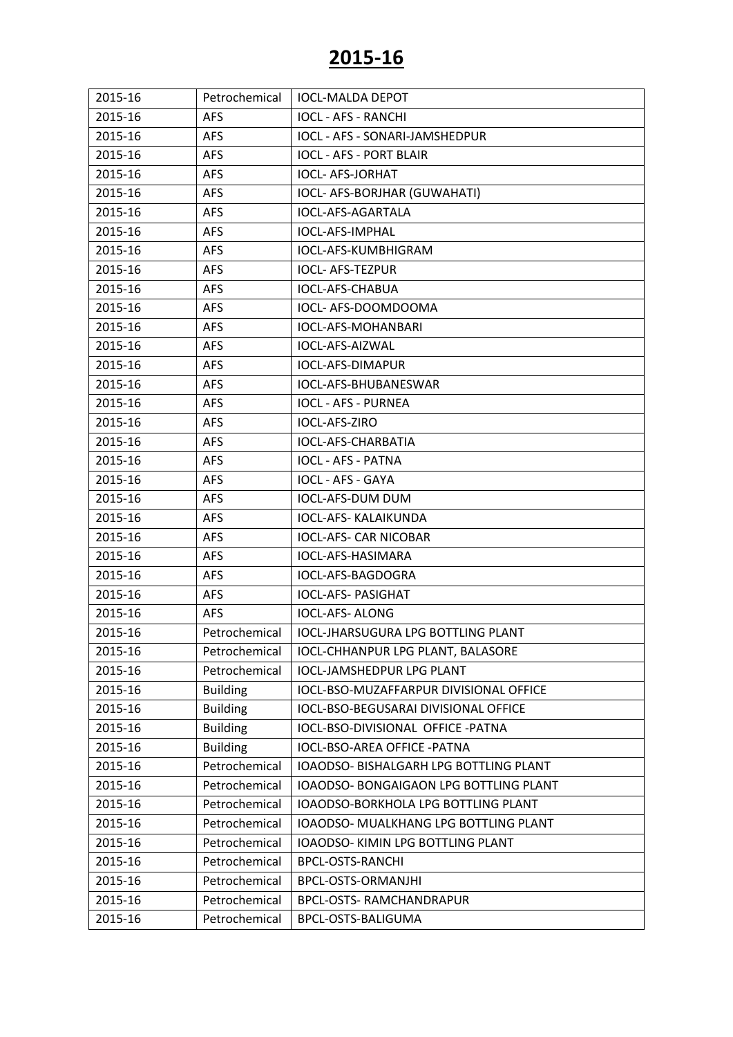# 2015-16

| 2015-16 | Petrochemical | IOCL-MALDA DEPOT |
|---|---|---|
| 2015-16 | AFS | IOCL - AFS - RANCHI |
| 2015-16 | AFS | IOCL - AFS - SONARI-JAMSHEDPUR |
| 2015-16 | AFS | IOCL - AFS - PORT BLAIR |
| 2015-16 | AFS | IOCL- AFS-JORHAT |
| 2015-16 | AFS | IOCL- AFS-BORJHAR (GUWAHATI) |
| 2015-16 | AFS | IOCL-AFS-AGARTALA |
| 2015-16 | AFS | IOCL-AFS-IMPHAL |
| 2015-16 | AFS | IOCL-AFS-KUMBHIGRAM |
| 2015-16 | AFS | IOCL- AFS-TEZPUR |
| 2015-16 | AFS | IOCL-AFS-CHABUA |
| 2015-16 | AFS | IOCL- AFS-DOOMDOOMA |
| 2015-16 | AFS | IOCL-AFS-MOHANBARI |
| 2015-16 | AFS | IOCL-AFS-AIZWAL |
| 2015-16 | AFS | IOCL-AFS-DIMAPUR |
| 2015-16 | AFS | IOCL-AFS-BHUBANESWAR |
| 2015-16 | AFS | IOCL - AFS - PURNEA |
| 2015-16 | AFS | IOCL-AFS-ZIRO |
| 2015-16 | AFS | IOCL-AFS-CHARBATIA |
| 2015-16 | AFS | IOCL - AFS - PATNA |
| 2015-16 | AFS | IOCL - AFS - GAYA |
| 2015-16 | AFS | IOCL-AFS-DUM DUM |
| 2015-16 | AFS | IOCL-AFS- KALAIKUNDA |
| 2015-16 | AFS | IOCL-AFS- CAR NICOBAR |
| 2015-16 | AFS | IOCL-AFS-HASIMARA |
| 2015-16 | AFS | IOCL-AFS-BAGDOGRA |
| 2015-16 | AFS | IOCL-AFS- PASIGHAT |
| 2015-16 | AFS | IOCL-AFS- ALONG |
| 2015-16 | Petrochemical | IOCL-JHARSUGURA LPG BOTTLING PLANT |
| 2015-16 | Petrochemical | IOCL-CHHANPUR LPG PLANT, BALASORE |
| 2015-16 | Petrochemical | IOCL-JAMSHEDPUR LPG PLANT |
| 2015-16 | Building | IOCL-BSO-MUZAFFARPUR DIVISIONAL OFFICE |
| 2015-16 | Building | IOCL-BSO-BEGUSARAI DIVISIONAL OFFICE |
| 2015-16 | Building | IOCL-BSO-DIVISIONAL OFFICE -PATNA |
| 2015-16 | Building | IOCL-BSO-AREA OFFICE -PATNA |
| 2015-16 | Petrochemical | IOAODSO- BISHALGARH LPG BOTTLING PLANT |
| 2015-16 | Petrochemical | IOAODSO- BONGAIGAON LPG BOTTLING PLANT |
| 2015-16 | Petrochemical | IOAODSO-BORKHOLA LPG BOTTLING PLANT |
| 2015-16 | Petrochemical | IOAODSO- MUALKHANG LPG BOTTLING PLANT |
| 2015-16 | Petrochemical | IOAODSO- KIMIN LPG BOTTLING PLANT |
| 2015-16 | Petrochemical | BPCL-OSTS-RANCHI |
| 2015-16 | Petrochemical | BPCL-OSTS-ORMANJHI |
| 2015-16 | Petrochemical | BPCL-OSTS- RAMCHANDRAPUR |
| 2015-16 | Petrochemical | BPCL-OSTS-BALIGUMA |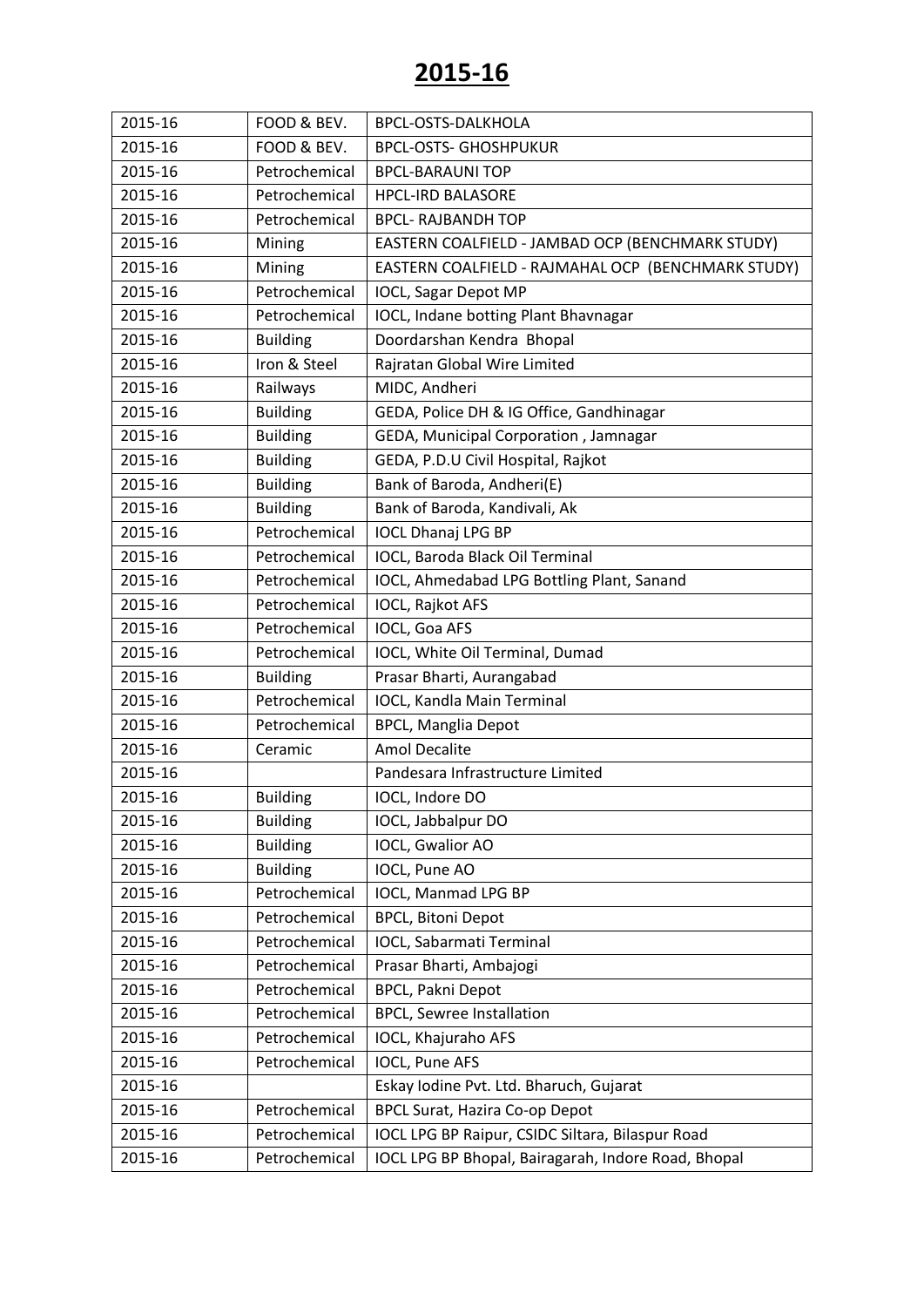# 2015-16

| | | |
|---|---|---|
| 2015-16 | FOOD & BEV. | BPCL-OSTS-DALKHOLA |
| 2015-16 | FOOD & BEV. | BPCL-OSTS- GHOSHPUKUR |
| 2015-16 | Petrochemical | BPCL-BARAUNI TOP |
| 2015-16 | Petrochemical | HPCL-IRD BALASORE |
| 2015-16 | Petrochemical | BPCL- RAJBANDH TOP |
| 2015-16 | Mining | EASTERN COALFIELD - JAMBAD OCP (BENCHMARK STUDY) |
| 2015-16 | Mining | EASTERN COALFIELD - RAJMAHAL OCP (BENCHMARK STUDY) |
| 2015-16 | Petrochemical | IOCL, Sagar Depot MP |
| 2015-16 | Petrochemical | IOCL, Indane botting Plant Bhavnagar |
| 2015-16 | Building | Doordarshan Kendra Bhopal |
| 2015-16 | Iron & Steel | Rajratan Global Wire Limited |
| 2015-16 | Railways | MIDC, Andheri |
| 2015-16 | Building | GEDA, Police DH & IG Office, Gandhinagar |
| 2015-16 | Building | GEDA, Municipal Corporation , Jamnagar |
| 2015-16 | Building | GEDA, P.D.U Civil Hospital, Rajkot |
| 2015-16 | Building | Bank of Baroda, Andheri(E) |
| 2015-16 | Building | Bank of Baroda, Kandivali, Ak |
| 2015-16 | Petrochemical | IOCL Dhanaj LPG BP |
| 2015-16 | Petrochemical | IOCL, Baroda Black Oil Terminal |
| 2015-16 | Petrochemical | IOCL, Ahmedabad LPG Bottling Plant, Sanand |
| 2015-16 | Petrochemical | IOCL, Rajkot AFS |
| 2015-16 | Petrochemical | IOCL, Goa AFS |
| 2015-16 | Petrochemical | IOCL, White Oil Terminal, Dumad |
| 2015-16 | Building | Prasar Bharti, Aurangabad |
| 2015-16 | Petrochemical | IOCL, Kandla Main Terminal |
| 2015-16 | Petrochemical | BPCL, Manglia Depot |
| 2015-16 | Ceramic | Amol Decalite |
| 2015-16 | | Pandesara Infrastructure Limited |
| 2015-16 | Building | IOCL, Indore DO |
| 2015-16 | Building | IOCL, Jabbalpur DO |
| 2015-16 | Building | IOCL, Gwalior AO |
| 2015-16 | Building | IOCL, Pune AO |
| 2015-16 | Petrochemical | IOCL, Manmad LPG BP |
| 2015-16 | Petrochemical | BPCL, Bitoni Depot |
| 2015-16 | Petrochemical | IOCL, Sabarmati Terminal |
| 2015-16 | Petrochemical | Prasar Bharti, Ambajogi |
| 2015-16 | Petrochemical | BPCL, Pakni Depot |
| 2015-16 | Petrochemical | BPCL, Sewree Installation |
| 2015-16 | Petrochemical | IOCL, Khajuraho AFS |
| 2015-16 | Petrochemical | IOCL, Pune AFS |
| 2015-16 | | Eskay Iodine Pvt. Ltd. Bharuch, Gujarat |
| 2015-16 | Petrochemical | BPCL Surat, Hazira Co-op Depot |
| 2015-16 | Petrochemical | IOCL LPG BP Raipur, CSIDC Siltara, Bilaspur Road |
| 2015-16 | Petrochemical | IOCL LPG BP Bhopal, Bairagarah, Indore Road, Bhopal |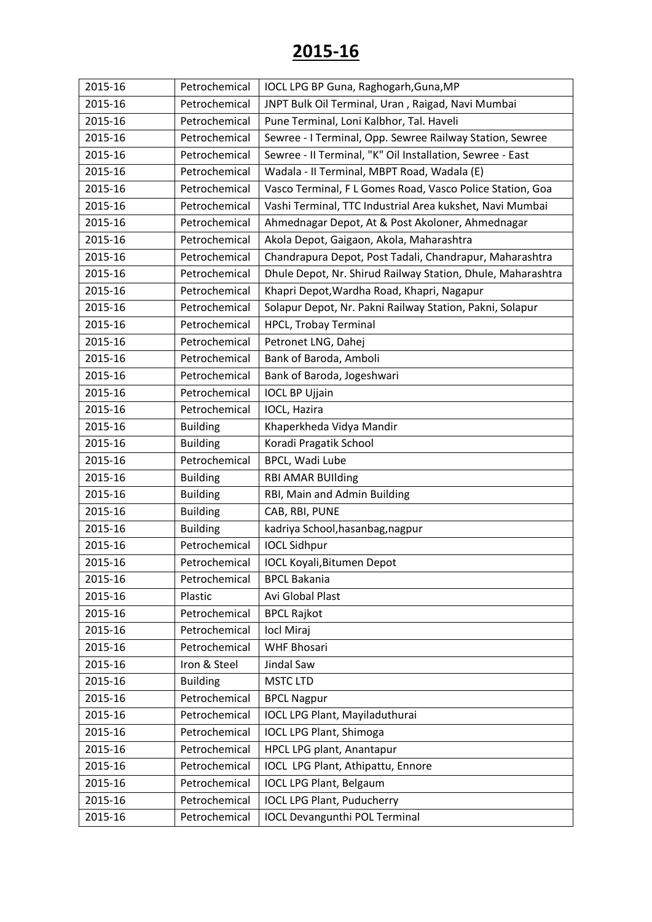# 2015-16

| | | |
|---|---|---|
| 2015-16 | Petrochemical | IOCL LPG BP Guna, Raghogarh,Guna,MP |
| 2015-16 | Petrochemical | JNPT Bulk Oil Terminal, Uran , Raigad, Navi Mumbai |
| 2015-16 | Petrochemical | Pune Terminal, Loni Kalbhor, Tal. Haveli |
| 2015-16 | Petrochemical | Sewree - I Terminal, Opp. Sewree Railway Station, Sewree |
| 2015-16 | Petrochemical | Sewree - II Terminal, "K" Oil Installation, Sewree - East |
| 2015-16 | Petrochemical | Wadala - II Terminal, MBPT Road, Wadala (E) |
| 2015-16 | Petrochemical | Vasco Terminal, F L Gomes Road, Vasco Police Station, Goa |
| 2015-16 | Petrochemical | Vashi Terminal, TTC Industrial Area kukshet, Navi Mumbai |
| 2015-16 | Petrochemical | Ahmednagar Depot, At & Post Akoloner, Ahmednagar |
| 2015-16 | Petrochemical | Akola Depot, Gaigaon, Akola, Maharashtra |
| 2015-16 | Petrochemical | Chandrapura Depot, Post Tadali, Chandrapur, Maharashtra |
| 2015-16 | Petrochemical | Dhule Depot, Nr. Shirud Railway Station, Dhule, Maharashtra |
| 2015-16 | Petrochemical | Khapri Depot,Wardha Road, Khapri, Nagapur |
| 2015-16 | Petrochemical | Solapur Depot, Nr. Pakni Railway Station, Pakni, Solapur |
| 2015-16 | Petrochemical | HPCL, Trobay Terminal |
| 2015-16 | Petrochemical | Petronet LNG, Dahej |
| 2015-16 | Petrochemical | Bank of Baroda, Amboli |
| 2015-16 | Petrochemical | Bank of Baroda, Jogeshwari |
| 2015-16 | Petrochemical | IOCL BP Ujjain |
| 2015-16 | Petrochemical | IOCL, Hazira |
| 2015-16 | Building | Khaperkheda Vidya Mandir |
| 2015-16 | Building | Koradi Pragatik School |
| 2015-16 | Petrochemical | BPCL, Wadi Lube |
| 2015-16 | Building | RBI AMAR BUIlding |
| 2015-16 | Building | RBI, Main and Admin Building |
| 2015-16 | Building | CAB, RBI, PUNE |
| 2015-16 | Building | kadriya School,hasanbag,nagpur |
| 2015-16 | Petrochemical | IOCL Sidhpur |
| 2015-16 | Petrochemical | IOCL Koyali,Bitumen Depot |
| 2015-16 | Petrochemical | BPCL Bakania |
| 2015-16 | Plastic | Avi Global Plast |
| 2015-16 | Petrochemical | BPCL Rajkot |
| 2015-16 | Petrochemical | Iocl Miraj |
| 2015-16 | Petrochemical | WHF Bhosari |
| 2015-16 | Iron & Steel | Jindal Saw |
| 2015-16 | Building | MSTC LTD |
| 2015-16 | Petrochemical | BPCL Nagpur |
| 2015-16 | Petrochemical | IOCL LPG Plant, Mayiladuthurai |
| 2015-16 | Petrochemical | IOCL LPG Plant, Shimoga |
| 2015-16 | Petrochemical | HPCL LPG plant, Anantapur |
| 2015-16 | Petrochemical | IOCL LPG Plant, Athipattu, Ennore |
| 2015-16 | Petrochemical | IOCL LPG Plant, Belgaum |
| 2015-16 | Petrochemical | IOCL LPG Plant, Puducherry |
| 2015-16 | Petrochemical | IOCL Devangunthi POL Terminal |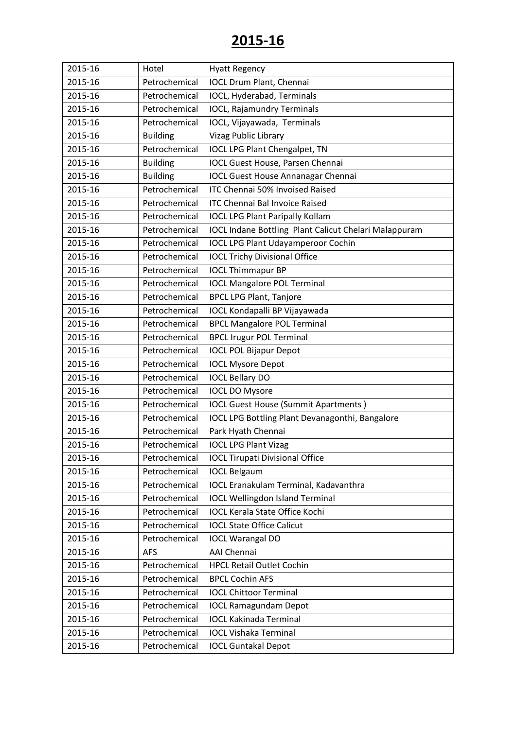# 2015-16

| 2015-16 | Hotel | Hyatt Regency |
|---|---|---|
| 2015-16 | Petrochemical | IOCL Drum Plant, Chennai |
| 2015-16 | Petrochemical | IOCL, Hyderabad, Terminals |
| 2015-16 | Petrochemical | IOCL, Rajamundry Terminals |
| 2015-16 | Petrochemical | IOCL, Vijayawada, Terminals |
| 2015-16 | Building | Vizag Public Library |
| 2015-16 | Petrochemical | IOCL LPG Plant Chengalpet, TN |
| 2015-16 | Building | IOCL Guest House, Parsen Chennai |
| 2015-16 | Building | IOCL Guest House Annanagar Chennai |
| 2015-16 | Petrochemical | ITC Chennai 50% Invoised Raised |
| 2015-16 | Petrochemical | ITC Chennai Bal Invoice Raised |
| 2015-16 | Petrochemical | IOCL LPG Plant Paripally Kollam |
| 2015-16 | Petrochemical | IOCL Indane Bottling Plant Calicut Chelari Malappuram |
| 2015-16 | Petrochemical | IOCL LPG Plant Udayamperoor Cochin |
| 2015-16 | Petrochemical | IOCL Trichy Divisional Office |
| 2015-16 | Petrochemical | IOCL Thimmapur BP |
| 2015-16 | Petrochemical | IOCL Mangalore POL Terminal |
| 2015-16 | Petrochemical | BPCL LPG Plant, Tanjore |
| 2015-16 | Petrochemical | IOCL Kondapalli BP Vijayawada |
| 2015-16 | Petrochemical | BPCL Mangalore POL Terminal |
| 2015-16 | Petrochemical | BPCL Irugur POL Terminal |
| 2015-16 | Petrochemical | IOCL POL Bijapur Depot |
| 2015-16 | Petrochemical | IOCL Mysore Depot |
| 2015-16 | Petrochemical | IOCL Bellary DO |
| 2015-16 | Petrochemical | IOCL DO Mysore |
| 2015-16 | Petrochemical | IOCL Guest House (Summit Apartments ) |
| 2015-16 | Petrochemical | IOCL LPG Bottling Plant Devanagonthi, Bangalore |
| 2015-16 | Petrochemical | Park Hyath Chennai |
| 2015-16 | Petrochemical | IOCL LPG Plant Vizag |
| 2015-16 | Petrochemical | IOCL Tirupati Divisional Office |
| 2015-16 | Petrochemical | IOCL Belgaum |
| 2015-16 | Petrochemical | IOCL Eranakulam Terminal, Kadavanthra |
| 2015-16 | Petrochemical | IOCL Wellingdon Island Terminal |
| 2015-16 | Petrochemical | IOCL Kerala State Office Kochi |
| 2015-16 | Petrochemical | IOCL State Office Calicut |
| 2015-16 | Petrochemical | IOCL Warangal DO |
| 2015-16 | AFS | AAI Chennai |
| 2015-16 | Petrochemical | HPCL Retail Outlet Cochin |
| 2015-16 | Petrochemical | BPCL Cochin AFS |
| 2015-16 | Petrochemical | IOCL Chittoor Terminal |
| 2015-16 | Petrochemical | IOCL Ramagundam Depot |
| 2015-16 | Petrochemical | IOCL Kakinada Terminal |
| 2015-16 | Petrochemical | IOCL Vishaka Terminal |
| 2015-16 | Petrochemical | IOCL Guntakal Depot |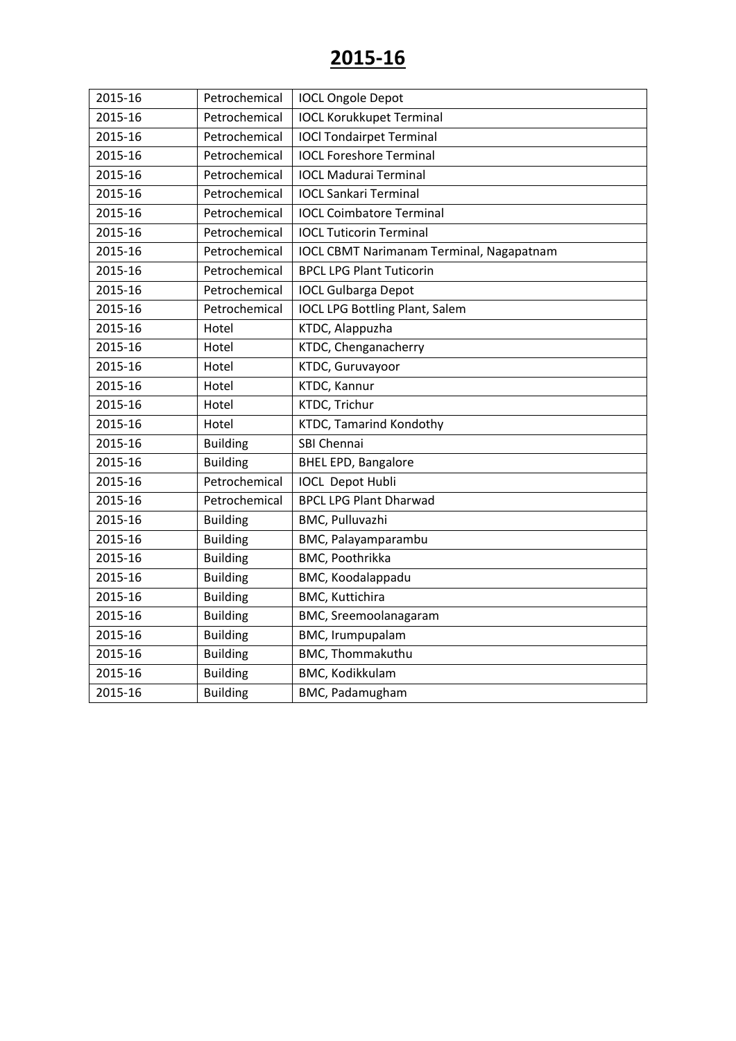# 2015-16

| | | |
|---|---|---|
| 2015-16 | Petrochemical | IOCL Ongole Depot |
| 2015-16 | Petrochemical | IOCL Korukkupet Terminal |
| 2015-16 | Petrochemical | IOCl Tondairpet Terminal |
| 2015-16 | Petrochemical | IOCL Foreshore Terminal |
| 2015-16 | Petrochemical | IOCL Madurai Terminal |
| 2015-16 | Petrochemical | IOCL Sankari Terminal |
| 2015-16 | Petrochemical | IOCL Coimbatore Terminal |
| 2015-16 | Petrochemical | IOCL Tuticorin Terminal |
| 2015-16 | Petrochemical | IOCL CBMT Narimanam Terminal, Nagapatnam |
| 2015-16 | Petrochemical | BPCL LPG Plant Tuticorin |
| 2015-16 | Petrochemical | IOCL Gulbarga Depot |
| 2015-16 | Petrochemical | IOCL LPG Bottling Plant, Salem |
| 2015-16 | Hotel | KTDC, Alappuzha |
| 2015-16 | Hotel | KTDC, Chenganacherry |
| 2015-16 | Hotel | KTDC, Guruvayoor |
| 2015-16 | Hotel | KTDC, Kannur |
| 2015-16 | Hotel | KTDC, Trichur |
| 2015-16 | Hotel | KTDC, Tamarind Kondothy |
| 2015-16 | Building | SBI Chennai |
| 2015-16 | Building | BHEL EPD, Bangalore |
| 2015-16 | Petrochemical | IOCL Depot Hubli |
| 2015-16 | Petrochemical | BPCL LPG Plant Dharwad |
| 2015-16 | Building | BMC, Pulluvazhi |
| 2015-16 | Building | BMC, Palayamparambu |
| 2015-16 | Building | BMC, Poothrikka |
| 2015-16 | Building | BMC, Koodalappadu |
| 2015-16 | Building | BMC, Kuttichira |
| 2015-16 | Building | BMC, Sreemoolanagaram |
| 2015-16 | Building | BMC, Irumpupalam |
| 2015-16 | Building | BMC, Thommakuthu |
| 2015-16 | Building | BMC, Kodikkulam |
| 2015-16 | Building | BMC, Padamugham |